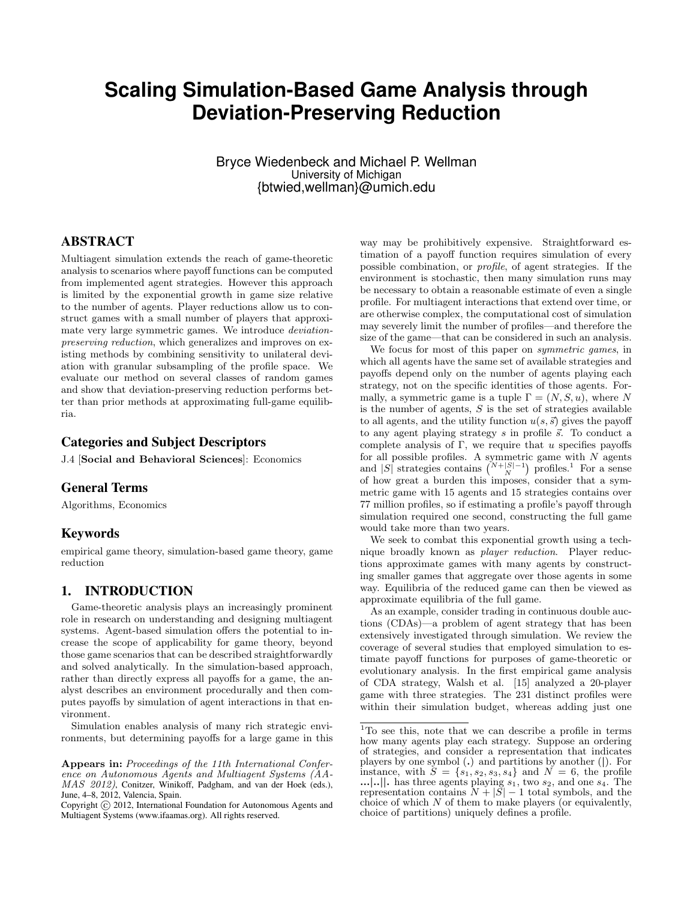# Scaling Simulation-Based Game Analysis through Deviation-Preserving Reduction

Bryce Wiedenbeck and Michael P. Wellman
University of Michigan
{btwied,wellman}@umich.edu

## ABSTRACT

Multiagent simulation extends the reach of game-theoretic analysis to scenarios where payoff functions can be computed from implemented agent strategies. However this approach is limited by the exponential growth in game size relative to the number of agents. Player reductions allow us to construct games with a small number of players that approximate very large symmetric games. We introduce *deviation-preserving reduction*, which generalizes and improves on existing methods by combining sensitivity to unilateral deviation with granular subsampling of the profile space. We evaluate our method on several classes of random games and show that deviation-preserving reduction performs better than prior methods at approximating full-game equilibria.

### Categories and Subject Descriptors

J.4 [**Social and Behavioral Sciences**]: Economics

### General Terms

Algorithms, Economics

### Keywords

empirical game theory, simulation-based game theory, game reduction

## 1. INTRODUCTION

Game-theoretic analysis plays an increasingly prominent role in research on understanding and designing multiagent systems. Agent-based simulation offers the potential to increase the scope of applicability for game theory, beyond those game scenarios that can be described straightforwardly and solved analytically. In the simulation-based approach, rather than directly express all payoffs for a game, the analyst describes an environment procedurally and then computes payoffs by simulation of agent interactions in that environment.

Simulation enables analysis of many rich strategic environments, but determining payoffs for a large game in this way may be prohibitively expensive. Straightforward estimation of a payoff function requires simulation of every possible combination, or *profile*, of agent strategies. If the environment is stochastic, then many simulation runs may be necessary to obtain a reasonable estimate of even a single profile. For multiagent interactions that extend over time, or are otherwise complex, the computational cost of simulation may severely limit the number of profiles—and therefore the size of the game—that can be considered in such an analysis.

We focus for most of this paper on *symmetric games*, in which all agents have the same set of available strategies and payoffs depend only on the number of agents playing each strategy, not on the specific identities of those agents. Formally, a symmetric game is a tuple $\Gamma = (N, S, u)$, where $N$ is the number of agents, $S$ is the set of strategies available to all agents, and the utility function $u(s, \vec{s})$ gives the payoff to any agent playing strategy $s$ in profile $\vec{s}$. To conduct a complete analysis of $\Gamma$, we require that $u$ specifies payoffs for all possible profiles. A symmetric game with $N$ agents and $|S|$ strategies contains $\binom{N+|S|-1}{N}$ profiles.[1] For a sense of how great a burden this imposes, consider that a symmetric game with 15 agents and 15 strategies contains over 77 million profiles, so if estimating a profile's payoff through simulation required one second, constructing the full game would take more than two years.

We seek to combat this exponential growth using a technique broadly known as *player reduction*. Player reductions approximate games with many agents by constructing smaller games that aggregate over those agents in some way. Equilibria of the reduced game can then be viewed as approximate equilibria of the full game.

As an example, consider trading in continuous double auctions (CDAs)—a problem of agent strategy that has been extensively investigated through simulation. We review the coverage of several studies that employed simulation to estimate payoff functions for purposes of game-theoretic or evolutionary analysis. In the first empirical game analysis of CDA strategy, Walsh et al. [15] analyzed a 20-player game with three strategies. The 231 distinct profiles were within their simulation budget, whereas adding just one

[1]To see this, note that we can describe a profile in terms how many agents play each strategy. Suppose an ordering of strategies, and consider a representation that indicates players by one symbol (**.**) and partitions by another (**|**). For instance, with $S = \{s_1, s_2, s_3, s_4\}$ and $N = 6$, the profile **...|..||.** has three agents playing $s_1$, two $s_2$, and one $s_4$. The representation contains $N + |S| - 1$ total symbols, and the choice of which $N$ of them to make players (or equivalently, choice of partitions) uniquely defines a profile.

**Appears in:** *Proceedings of the 11th International Conference on Autonomous Agents and Multiagent Systems (AAMAS 2012)*, Conitzer, Winikoff, Padgham, and van der Hoek (eds.), June, 4–8, 2012, Valencia, Spain.
Copyright © 2012, International Foundation for Autonomous Agents and Multiagent Systems (www.ifaamas.org). All rights reserved.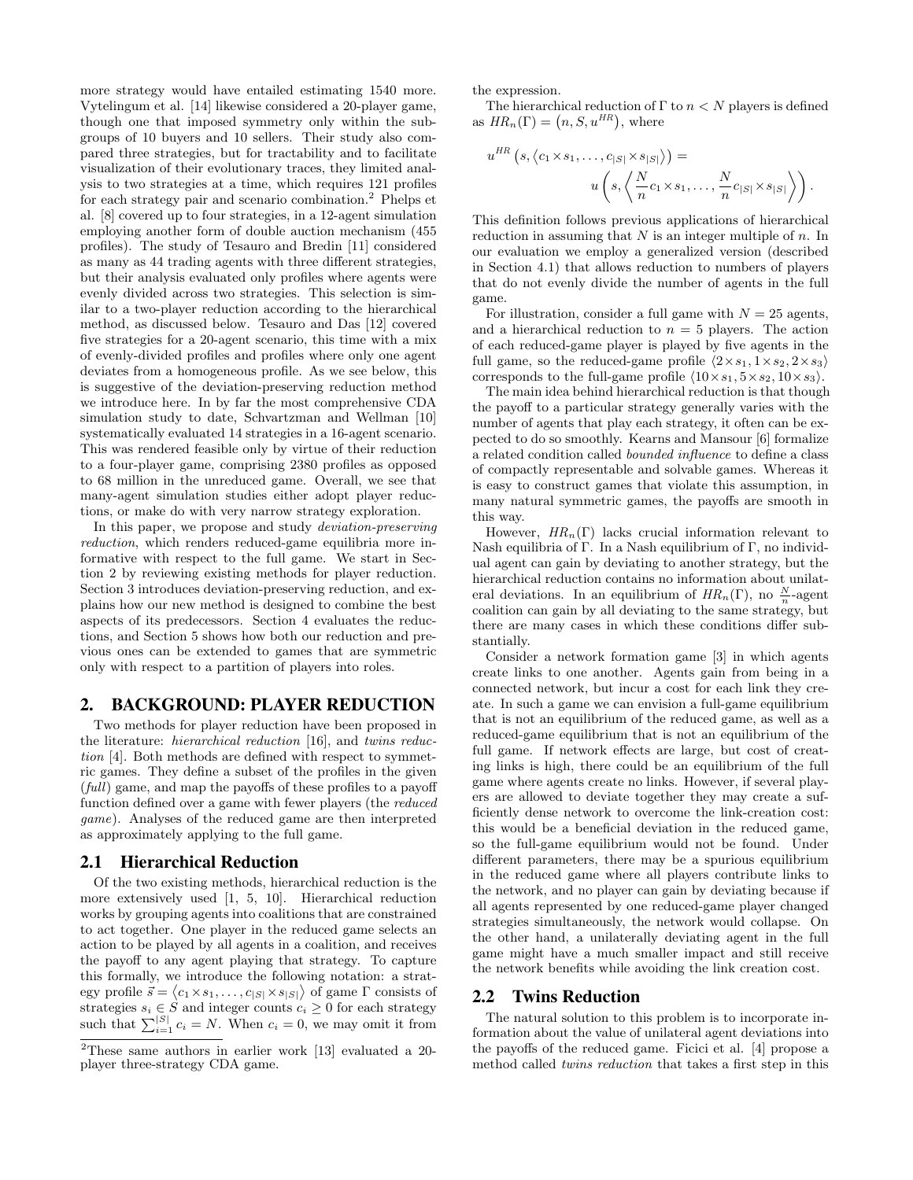more strategy would have entailed estimating 1540 more. Vytelingum et al. [14] likewise considered a 20-player game, though one that imposed symmetry only within the subgroups of 10 buyers and 10 sellers. Their study also compared three strategies, but for tractability and to facilitate visualization of their evolutionary traces, they limited analysis to two strategies at a time, which requires 121 profiles for each strategy pair and scenario combination.[2] Phelps et al. [8] covered up to four strategies, in a 12-agent simulation employing another form of double auction mechanism (455 profiles). The study of Tesauro and Bredin [11] considered as many as 44 trading agents with three different strategies, but their analysis evaluated only profiles where agents were evenly divided across two strategies. This selection is similar to a two-player reduction according to the hierarchical method, as discussed below. Tesauro and Das [12] covered five strategies for a 20-agent scenario, this time with a mix of evenly-divided profiles and profiles where only one agent deviates from a homogeneous profile. As we see below, this is suggestive of the deviation-preserving reduction method we introduce here. In by far the most comprehensive CDA simulation study to date, Schvartzman and Wellman [10] systematically evaluated 14 strategies in a 16-agent scenario. This was rendered feasible only by virtue of their reduction to a four-player game, comprising 2380 profiles as opposed to 68 million in the unreduced game. Overall, we see that many-agent simulation studies either adopt player reductions, or make do with very narrow strategy exploration.

In this paper, we propose and study *deviation-preserving reduction*, which renders reduced-game equilibria more informative with respect to the full game. We start in Section 2 by reviewing existing methods for player reduction. Section 3 introduces deviation-preserving reduction, and explains how our new method is designed to combine the best aspects of its predecessors. Section 4 evaluates the reductions, and Section 5 shows how both our reduction and previous ones can be extended to games that are symmetric only with respect to a partition of players into roles.

## 2. BACKGROUND: PLAYER REDUCTION

Two methods for player reduction have been proposed in the literature: *hierarchical reduction* [16], and *twins reduction* [4]. Both methods are defined with respect to symmetric games. They define a subset of the profiles in the given (*full*) game, and map the payoffs of these profiles to a payoff function defined over a game with fewer players (the *reduced game*). Analyses of the reduced game are then interpreted as approximately applying to the full game.

### 2.1 Hierarchical Reduction

Of the two existing methods, hierarchical reduction is the more extensively used [1, 5, 10]. Hierarchical reduction works by grouping agents into coalitions that are constrained to act together. One player in the reduced game selects an action to be played by all agents in a coalition, and receives the payoff to any agent playing that strategy. To capture this formally, we introduce the following notation: a strategy profile $\vec{s} = \langle c_1 \times s_1, \ldots, c_{|S|} \times s_{|S|} \rangle$ of game $\Gamma$ consists of strategies $s_i \in S$ and integer counts $c_i \geq 0$ for each strategy such that $\sum_{i=1}^{|S|} c_i = N$. When $c_i = 0$, we may omit it from the expression.

The hierarchical reduction of $\Gamma$ to $n < N$ players is defined as $HR_n(\Gamma) = \left(n, S, u^{HR}\right)$, where

$$u^{HR}\left(s, \langle c_1 \times s_1, \ldots, c_{|S|} \times s_{|S|} \rangle\right) = u\left(s, \left\langle \frac{N}{n} c_1 \times s_1, \ldots, \frac{N}{n} c_{|S|} \times s_{|S|} \right\rangle\right).$$

This definition follows previous applications of hierarchical reduction in assuming that $N$ is an integer multiple of $n$. In our evaluation we employ a generalized version (described in Section 4.1) that allows reduction to numbers of players that do not evenly divide the number of agents in the full game.

For illustration, consider a full game with $N = 25$ agents, and a hierarchical reduction to $n = 5$ players. The action of each reduced-game player is played by five agents in the full game, so the reduced-game profile $\langle 2 \times s_1, 1 \times s_2, 2 \times s_3 \rangle$ corresponds to the full-game profile $\langle 10 \times s_1, 5 \times s_2, 10 \times s_3 \rangle$.

The main idea behind hierarchical reduction is that though the payoff to a particular strategy generally varies with the number of agents that play each strategy, it often can be expected to do so smoothly. Kearns and Mansour [6] formalize a related condition called *bounded influence* to define a class of compactly representable and solvable games. Whereas it is easy to construct games that violate this assumption, in many natural symmetric games, the payoffs are smooth in this way.

However, $HR_n(\Gamma)$ lacks crucial information relevant to Nash equilibria of $\Gamma$. In a Nash equilibrium of $\Gamma$, no individual agent can gain by deviating to another strategy, but the hierarchical reduction contains no information about unilateral deviations. In an equilibrium of $HR_n(\Gamma)$, no $\frac{N}{n}$-agent coalition can gain by all deviating to the same strategy, but there are many cases in which these conditions differ substantially.

Consider a network formation game [3] in which agents create links to one another. Agents gain from being in a connected network, but incur a cost for each link they create. In such a game we can envision a full-game equilibrium that is not an equilibrium of the reduced game, as well as a reduced-game equilibrium that is not an equilibrium of the full game. If network effects are large, but cost of creating links is high, there could be an equilibrium of the full game where agents create no links. However, if several players are allowed to deviate together they may create a sufficiently dense network to overcome the link-creation cost: this would be a beneficial deviation in the reduced game, so the full-game equilibrium would not be found. Under different parameters, there may be a spurious equilibrium in the reduced game where all players contribute links to the network, and no player can gain by deviating because if all agents represented by one reduced-game player changed strategies simultaneously, the network would collapse. On the other hand, a unilaterally deviating agent in the full game might have a much smaller impact and still receive the network benefits while avoiding the link creation cost.

### 2.2 Twins Reduction

The natural solution to this problem is to incorporate information about the value of unilateral agent deviations into the payoffs of the reduced game. Ficici et al. [4] propose a method called *twins reduction* that takes a first step in this

[2] These same authors in earlier work [13] evaluated a 20-player three-strategy CDA game.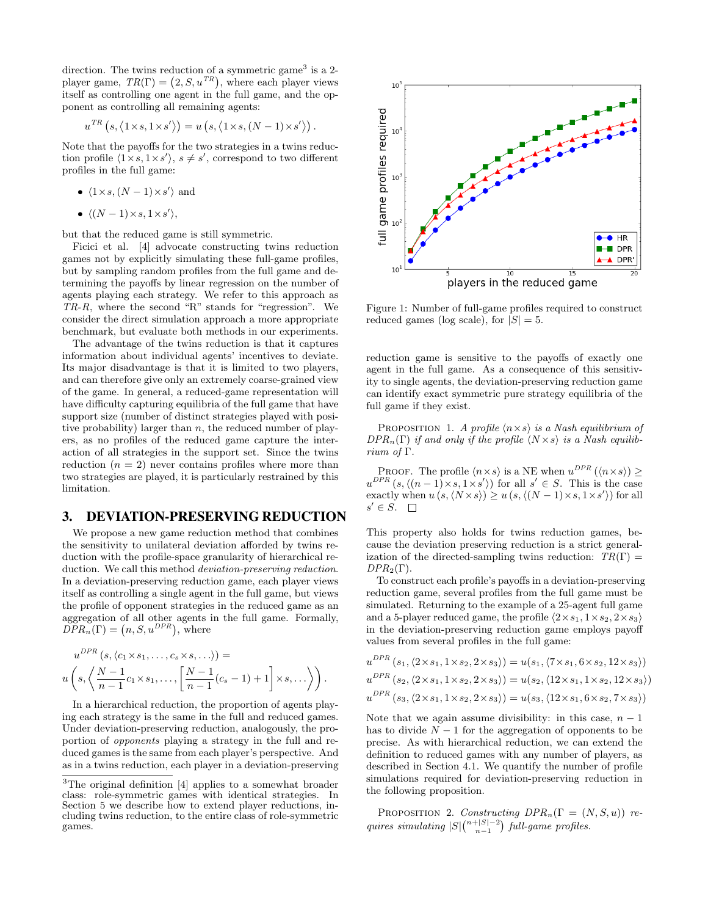direction. The twins reduction of a symmetric game[3] is a 2-player game, $TR(\Gamma) = \left(2, S, u^{TR}\right)$, where each player views itself as controlling one agent in the full game, and the opponent as controlling all remaining agents:

$$u^{TR}\left(s, \langle 1\times s, 1\times s'\rangle\right) = u\left(s, \langle 1\times s, (N-1)\times s'\rangle\right).$$

Note that the payoffs for the two strategies in a twins reduction profile $\langle 1\times s, 1\times s'\rangle$, $s \neq s'$, correspond to two different profiles in the full game:

- $\langle 1\times s, (N-1)\times s'\rangle$ and
- $\langle (N-1)\times s, 1\times s'\rangle$,

but that the reduced game is still symmetric.

Ficici et al. [4] advocate constructing twins reduction games not by explicitly simulating these full-game profiles, but by sampling random profiles from the full game and determining the payoffs by linear regression on the number of agents playing each strategy. We refer to this approach as *TR-R*, where the second "R" stands for "regression". We consider the direct simulation approach a more appropriate benchmark, but evaluate both methods in our experiments.

The advantage of the twins reduction is that it captures information about individual agents' incentives to deviate. Its major disadvantage is that it is limited to two players, and can therefore give only an extremely coarse-grained view of the game. In general, a reduced-game representation will have difficulty capturing equilibria of the full game that have support size (number of distinct strategies played with positive probability) larger than $n$, the reduced number of players, as no profiles of the reduced game capture the interaction of all strategies in the support set. Since the twins reduction ($n = 2$) never contains profiles where more than two strategies are played, it is particularly restrained by this limitation.

## 3. DEVIATION-PRESERVING REDUCTION

We propose a new game reduction method that combines the sensitivity to unilateral deviation afforded by twins reduction with the profile-space granularity of hierarchical reduction. We call this method *deviation-preserving reduction*. In a deviation-preserving reduction game, each player views itself as controlling a single agent in the full game, but views the profile of opponent strategies in the reduced game as an aggregation of all other agents in the full game. Formally, $DPR_n(\Gamma) = \left(n, S, u^{DPR}\right)$, where

$$u^{DPR}\left(s, \langle c_1\times s_1, \ldots, c_s\times s, \ldots\rangle\right) =$$
$$u\left(s, \left\langle \frac{N-1}{n-1}c_1\times s_1, \ldots, \left[\frac{N-1}{n-1}(c_s-1)+1\right]\times s, \ldots\right\rangle\right).$$

In a hierarchical reduction, the proportion of agents playing each strategy is the same in the full and reduced games. Under deviation-preserving reduction, analogously, the proportion of *opponents* playing a strategy in the full and reduced games is the same from each player's perspective. And as in a twins reduction, each player in a deviation-preserving reduction game is sensitive to the payoffs of exactly one agent in the full game. As a consequence of this sensitivity to single agents, the deviation-preserving reduction game can identify exact symmetric pure strategy equilibria of the full game if they exist.

[3]The original definition [4] applies to a somewhat broader class: role-symmetric games with identical strategies. In Section 5 we describe how to extend player reductions, including twins reduction, to the entire class of role-symmetric games.

Figure 1: Number of full-game profiles required to construct reduced games (log scale), for $|S| = 5$.

PROPOSITION 1. *A profile $\langle n\times s\rangle$ is a Nash equilibrium of $DPR_n(\Gamma)$ if and only if the profile $\langle N\times s\rangle$ is a Nash equilibrium of $\Gamma$.*

PROOF. The profile $\langle n\times s\rangle$ is a NE when $u^{DPR}\left(\langle n\times s\rangle\right) \geq u^{DPR}\left(s, \langle (n-1)\times s, 1\times s'\rangle\right)$ for all $s' \in S$. This is the case exactly when $u\left(s, \langle N\times s\rangle\right) \geq u\left(s, \langle (N-1)\times s, 1\times s'\rangle\right)$ for all $s' \in S$. □

This property also holds for twins reduction games, because the deviation preserving reduction is a strict generalization of the directed-sampling twins reduction: $TR(\Gamma) = DPR_2(\Gamma)$.

To construct each profile's payoffs in a deviation-preserving reduction game, several profiles from the full game must be simulated. Returning to the example of a 25-agent full game and a 5-player reduced game, the profile $\langle 2\times s_1, 1\times s_2, 2\times s_3\rangle$ in the deviation-preserving reduction game employs payoff values from several profiles in the full game:

$$u^{DPR}\left(s_1, \langle 2\times s_1, 1\times s_2, 2\times s_3\rangle\right) = u(s_1, \langle 7\times s_1, 6\times s_2, 12\times s_3\rangle)$$
$$u^{DPR}\left(s_2, \langle 2\times s_1, 1\times s_2, 2\times s_3\rangle\right) = u(s_2, \langle 12\times s_1, 1\times s_2, 12\times s_3\rangle)$$
$$u^{DPR}\left(s_3, \langle 2\times s_1, 1\times s_2, 2\times s_3\rangle\right) = u(s_3, \langle 12\times s_1, 6\times s_2, 7\times s_3\rangle)$$

Note that we again assume divisibility: in this case, $n-1$ has to divide $N-1$ for the aggregation of opponents to be precise. As with hierarchical reduction, we can extend the definition to reduced games with any number of players, as described in Section 4.1. We quantify the number of profile simulations required for deviation-preserving reduction in the following proposition.

PROPOSITION 2. *Constructing $DPR_n(\Gamma = (N, S, u))$ requires simulating $|S|\binom{n+|S|-2}{n-1}$ full-game profiles.*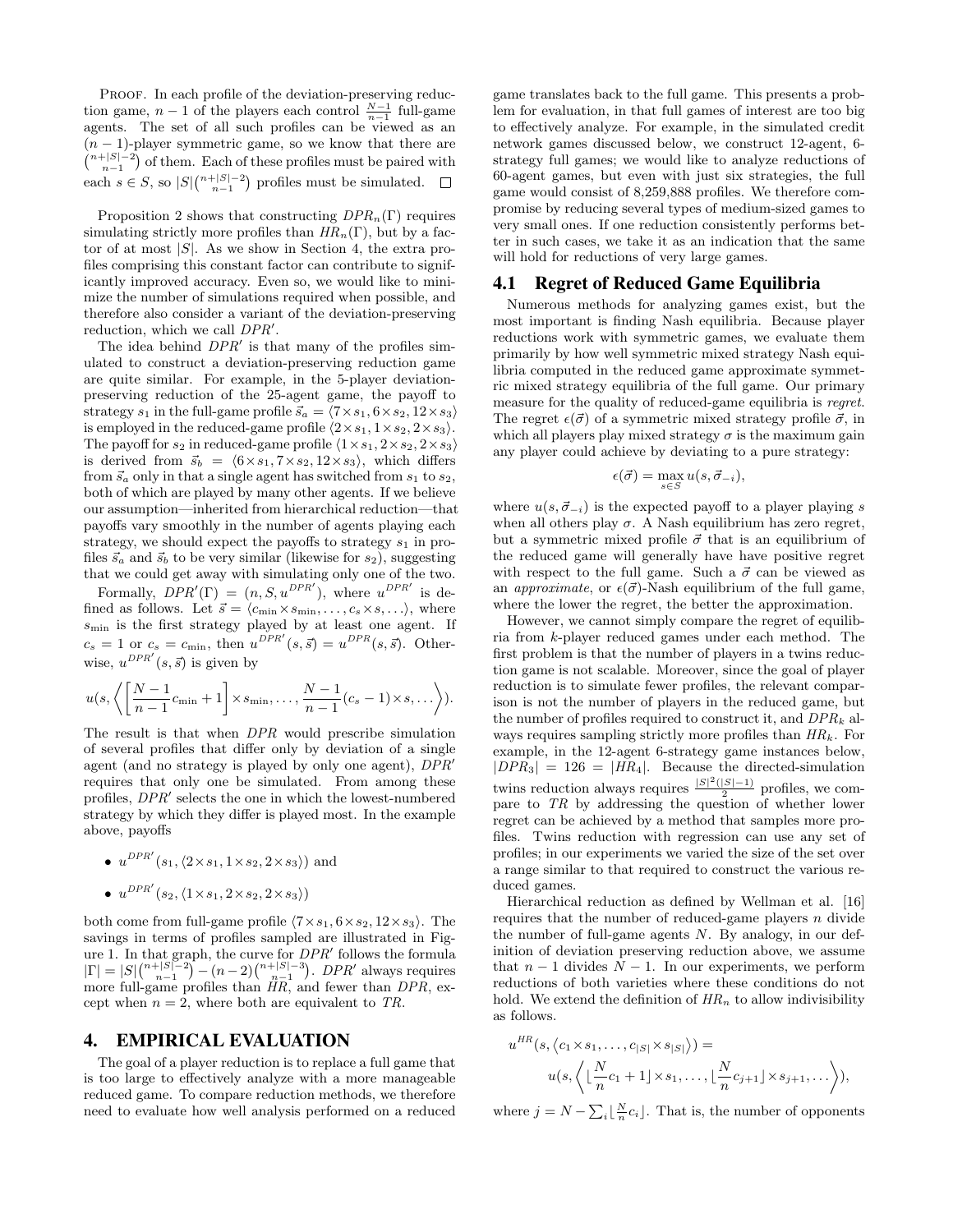PROOF. In each profile of the deviation-preserving reduction game, $n-1$ of the players each control $\frac{N-1}{n-1}$ full-game agents. The set of all such profiles can be viewed as an $(n-1)$-player symmetric game, so we know that there are $\binom{n+|S|-2}{n-1}$ of them. Each of these profiles must be paired with each $s \in S$, so $|S|\binom{n+|S|-2}{n-1}$ profiles must be simulated. □

Proposition 2 shows that constructing $DPR_n(\Gamma)$ requires simulating strictly more profiles than $HR_n(\Gamma)$, but by a factor of at most $|S|$. As we show in Section 4, the extra profiles comprising this constant factor can contribute to significantly improved accuracy. Even so, we would like to minimize the number of simulations required when possible, and therefore also consider a variant of the deviation-preserving reduction, which we call $DPR'$.

The idea behind $DPR'$ is that many of the profiles simulated to construct a deviation-preserving reduction game are quite similar. For example, in the 5-player deviation-preserving reduction of the 25-agent game, the payoff to strategy $s_1$ in the full-game profile $\vec{s}_a = \langle 7\times s_1, 6\times s_2, 12\times s_3\rangle$ is employed in the reduced-game profile $\langle 2\times s_1, 1\times s_2, 2\times s_3\rangle$. The payoff for $s_2$ in reduced-game profile $\langle 1\times s_1, 2\times s_2, 2\times s_3\rangle$ is derived from $\vec{s}_b = \langle 6\times s_1, 7\times s_2, 12\times s_3\rangle$, which differs from $\vec{s}_a$ only in that a single agent has switched from $s_1$ to $s_2$, both of which are played by many other agents. If we believe our assumption—inherited from hierarchical reduction—that payoffs vary smoothly in the number of agents playing each strategy, we should expect the payoffs to strategy $s_1$ in profiles $\vec{s}_a$ and $\vec{s}_b$ to be very similar (likewise for $s_2$), suggesting that we could get away with simulating only one of the two.

Formally, $DPR'(\Gamma) = (n, S, u^{DPR'})$, where $u^{DPR'}$ is defined as follows. Let $\vec{s} = \langle c_{\min}\times s_{\min}, \ldots, c_s \times s, \ldots\rangle$, where $s_{\min}$ is the first strategy played by at least one agent. If $c_s = 1$ or $c_s = c_{\min}$, then $u^{DPR'}(s, \vec{s}) = u^{DPR}(s, \vec{s})$. Otherwise, $u^{DPR'}(s, \vec{s})$ is given by

$$u\left(s, \left\langle \left[\frac{N-1}{n-1}c_{\min}+1\right]\times s_{\min}, \ldots, \frac{N-1}{n-1}(c_s-1)\times s, \ldots\right\rangle\right).$$

The result is that when $DPR$ would prescribe simulation of several profiles that differ only by deviation of a single agent (and no strategy is played by only one agent), $DPR'$ requires that only one be simulated. From among these profiles, $DPR'$ selects the one in which the lowest-numbered strategy by which they differ is played most. In the example above, payoffs

- $u^{DPR'}(s_1, \langle 2\times s_1, 1\times s_2, 2\times s_3\rangle)$ and
- $u^{DPR'}(s_2, \langle 1\times s_1, 2\times s_2, 2\times s_3\rangle)$

both come from full-game profile $\langle 7\times s_1, 6\times s_2, 12\times s_3\rangle$. The savings in terms of profiles sampled are illustrated in Figure 1. In that graph, the curve for $DPR'$ follows the formula $|\Gamma| = |S|\binom{n+|S|-2}{n-1} - (n-2)\binom{n+|S|-3}{n-1}$. $DPR'$ always requires more full-game profiles than $HR$, and fewer than $DPR$, except when $n = 2$, where both are equivalent to $TR$.

## 4. EMPIRICAL EVALUATION

The goal of a player reduction is to replace a full game that is too large to effectively analyze with a more manageable reduced game. To compare reduction methods, we therefore need to evaluate how well analysis performed on a reduced game translates back to the full game. This presents a problem for evaluation, in that full games of interest are too big to effectively analyze. For example, in the simulated credit network games discussed below, we construct 12-agent, 6-strategy full games; we would like to analyze reductions of 60-agent games, but even with just six strategies, the full game would consist of 8,259,888 profiles. We therefore compromise by reducing several types of medium-sized games to very small ones. If one reduction consistently performs better in such cases, we take it as an indication that the same will hold for reductions of very large games.

### 4.1 Regret of Reduced Game Equilibria

Numerous methods for analyzing games exist, but the most important is finding Nash equilibria. Because player reductions work with symmetric games, we evaluate them primarily by how well symmetric mixed strategy Nash equilibria computed in the reduced game approximate symmetric mixed strategy equilibria of the full game. Our primary measure for the quality of reduced-game equilibria is *regret*. The regret $\epsilon(\vec{\sigma})$ of a symmetric mixed strategy profile $\vec{\sigma}$, in which all players play mixed strategy $\sigma$ is the maximum gain any player could achieve by deviating to a pure strategy:

$$\epsilon(\vec{\sigma}) = \max_{s\in S} u(s, \vec{\sigma}_{-i}),$$

where $u(s, \vec{\sigma}_{-i})$ is the expected payoff to a player playing $s$ when all others play $\sigma$. A Nash equilibrium has zero regret, but a symmetric mixed profile $\vec{\sigma}$ that is an equilibrium of the reduced game will generally have have positive regret with respect to the full game. Such a $\vec{\sigma}$ can be viewed as an *approximate*, or $\epsilon(\vec{\sigma})$-Nash equilibrium of the full game, where the lower the regret, the better the approximation.

However, we cannot simply compare the regret of equilibria from $k$-player reduced games under each method. The first problem is that the number of players in a twins reduction game is not scalable. Moreover, since the goal of player reduction is to simulate fewer profiles, the relevant comparison is not the number of players in the reduced game, but the number of profiles required to construct it, and $DPR_k$ always requires sampling strictly more profiles than $HR_k$. For example, in the 12-agent 6-strategy game instances below, $|DPR_3| = 126 = |HR_4|$. Because the directed-simulation twins reduction always requires $\frac{|S|^2(|S|-1)}{2}$ profiles, we compare to $TR$ by addressing the question of whether lower regret can be achieved by a method that samples more profiles. Twins reduction with regression can use any set of profiles; in our experiments we varied the size of the set over a range similar to that required to construct the various reduced games.

Hierarchical reduction as defined by Wellman et al. [16] requires that the number of reduced-game players $n$ divide the number of full-game agents $N$. By analogy, in our definition of deviation preserving reduction above, we assume that $n-1$ divides $N-1$. In our experiments, we perform reductions of both varieties where these conditions do not hold. We extend the definition of $HR_n$ to allow indivisibility as follows.

$$u^{HR}(s, \langle c_1\times s_1, \ldots, c_{|S|}\times s_{|S|}\rangle) = u\left(s, \left\langle \left\lfloor \frac{N}{n}c_1 + 1\right\rfloor \times s_1, \ldots, \left\lfloor \frac{N}{n}c_{j+1}\right\rfloor \times s_{j+1}, \ldots\right\rangle\right),$$

where $j = N - \sum_i \lfloor \frac{N}{n} c_i \rfloor$. That is, the number of opponents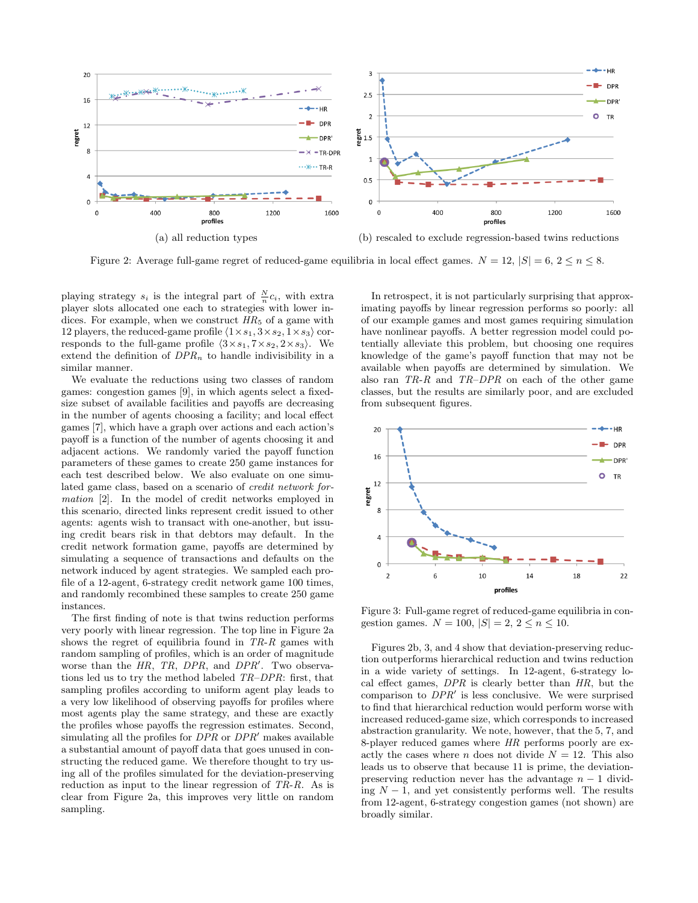(a) all reduction types

(b) rescaled to exclude regression-based twins reductions

Figure 2: Average full-game regret of reduced-game equilibria in local effect games. $N = 12$, $|S| = 6$, $2 \leq n \leq 8$.

playing strategy $s_i$ is the integral part of $\frac{N}{n} c_i$, with extra player slots allocated one each to strategies with lower indices. For example, when we construct $HR_5$ of a game with 12 players, the reduced-game profile $\langle 1 \times s_1, 3 \times s_2, 1 \times s_3 \rangle$ corresponds to the full-game profile $\langle 3 \times s_1, 7 \times s_2, 2 \times s_3 \rangle$. We extend the definition of $DPR_n$ to handle indivisibility in a similar manner.

We evaluate the reductions using two classes of random games: congestion games [9], in which agents select a fixed-size subset of available facilities and payoffs are decreasing in the number of agents choosing a facility; and local effect games [7], which have a graph over actions and each action's payoff is a function of the number of agents choosing it and adjacent actions. We randomly varied the payoff function parameters of these games to create 250 game instances for each test described below. We also evaluate on one simulated game class, based on a scenario of *credit network formation* [2]. In the model of credit networks employed in this scenario, directed links represent credit issued to other agents: agents wish to transact with one-another, but issuing credit bears risk in that debtors may default. In the credit network formation game, payoffs are determined by simulating a sequence of transactions and defaults on the network induced by agent strategies. We sampled each profile of a 12-agent, 6-strategy credit network game 100 times, and randomly recombined these samples to create 250 game instances.

The first finding of note is that twins reduction performs very poorly with linear regression. The top line in Figure 2a shows the regret of equilibria found in *TR-R* games with random sampling of profiles, which is an order of magnitude worse than the *HR*, *TR*, *DPR*, and *DPR'*. Two observations led us to try the method labeled *TR–DPR*: first, that sampling profiles according to uniform agent play leads to a very low likelihood of observing payoffs for profiles where most agents play the same strategy, and these are exactly the profiles whose payoffs the regression estimates. Second, simulating all the profiles for *DPR* or *DPR'* makes available a substantial amount of payoff data that goes unused in constructing the reduced game. We therefore thought to try using all of the profiles simulated for the deviation-preserving reduction as input to the linear regression of *TR-R*. As is clear from Figure 2a, this improves very little on random sampling.

In retrospect, it is not particularly surprising that approximating payoffs by linear regression performs so poorly: all of our example games and most games requiring simulation have nonlinear payoffs. A better regression model could potentially alleviate this problem, but choosing one requires knowledge of the game's payoff function that may not be available when payoffs are determined by simulation. We also ran *TR-R* and *TR–DPR* on each of the other game classes, but the results are similarly poor, and are excluded from subsequent figures.

Figure 3: Full-game regret of reduced-game equilibria in congestion games. $N = 100$, $|S| = 2$, $2 \leq n \leq 10$.

Figures 2b, 3, and 4 show that deviation-preserving reduction outperforms hierarchical reduction and twins reduction in a wide variety of settings. In 12-agent, 6-strategy local effect games, *DPR* is clearly better than *HR*, but the comparison to *DPR'* is less conclusive. We were surprised to find that hierarchical reduction would perform worse with increased reduced-game size, which corresponds to increased abstraction granularity. We note, however, that the 5, 7, and 8-player reduced games where *HR* performs poorly are exactly the cases where $n$ does not divide $N = 12$. This also leads us to observe that because 11 is prime, the deviation-preserving reduction never has the advantage $n - 1$ dividing $N - 1$, and yet consistently performs well. The results from 12-agent, 6-strategy congestion games (not shown) are broadly similar.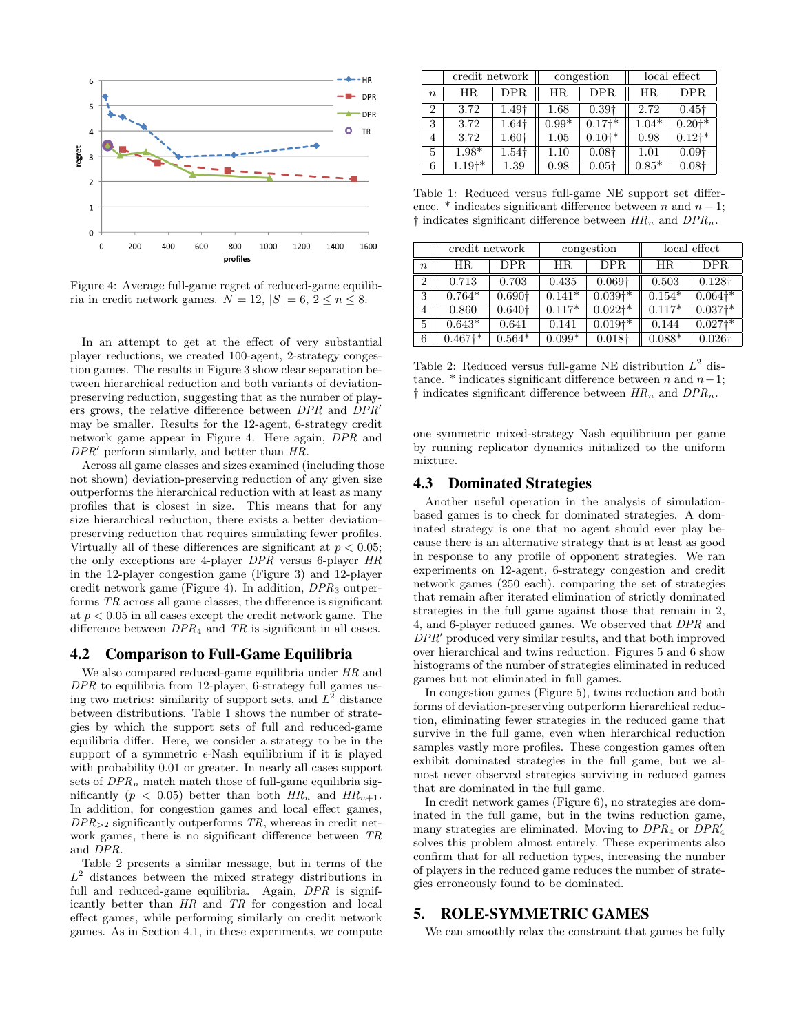Figure 4: Average full-game regret of reduced-game equilibria in credit network games. $N = 12$, $|S| = 6$, $2 \leq n \leq 8$.

In an attempt to get at the effect of very substantial player reductions, we created 100-agent, 2-strategy congestion games. The results in Figure 3 show clear separation between hierarchical reduction and both variants of deviation-preserving reduction, suggesting that as the number of players grows, the relative difference between $DPR$ and $DPR'$ may be smaller. Results for the 12-agent, 6-strategy credit network game appear in Figure 4. Here again, $DPR$ and $DPR'$ perform similarly, and better than $HR$.

Across all game classes and sizes examined (including those not shown) deviation-preserving reduction of any given size outperforms the hierarchical reduction with at least as many profiles that is closest in size. This means that for any size hierarchical reduction, there exists a better deviation-preserving reduction that requires simulating fewer profiles. Virtually all of these differences are significant at $p < 0.05$; the only exceptions are 4-player $DPR$ versus 6-player $HR$ in the 12-player congestion game (Figure 3) and 12-player credit network game (Figure 4). In addition, $DPR_3$ outperforms $TR$ across all game classes; the difference is significant at $p < 0.05$ in all cases except the credit network game. The difference between $DPR_4$ and $TR$ is significant in all cases.

## 4.2 Comparison to Full-Game Equilibria

We also compared reduced-game equilibria under $HR$ and $DPR$ to equilibria from 12-player, 6-strategy full games using two metrics: similarity of support sets, and $L^2$ distance between distributions. Table 1 shows the number of strategies by which the support sets of full and reduced-game equilibria differ. Here, we consider a strategy to be in the support of a symmetric $\epsilon$-Nash equilibrium if it is played with probability 0.01 or greater. In nearly all cases support sets of $DPR_n$ match match those of full-game equilibria significantly ($p < 0.05$) better than both $HR_n$ and $HR_{n+1}$. In addition, for congestion games and local effect games, $DPR_{>2}$ significantly outperforms $TR$, whereas in credit network games, there is no significant difference between $TR$ and $DPR$.

Table 2 presents a similar message, but in terms of the $L^2$ distances between the mixed strategy distributions in full and reduced-game equilibria. Again, $DPR$ is significantly better than $HR$ and $TR$ for congestion and local effect games, while performing similarly on credit network games. As in Section 4.1, in these experiments, we compute one symmetric mixed-strategy Nash equilibrium per game by running replicator dynamics initialized to the uniform mixture.

| | credit network | | congestion | | local effect | |
|---|---|---|---|---|---|---|
| $n$ | HR | DPR | HR | DPR | HR | DPR |
| 2 | 3.72 | 1.49† | 1.68 | 0.39† | 2.72 | 0.45† |
| 3 | 3.72 | 1.64† | 0.99* | 0.17†* | 1.04* | 0.20†* |
| 4 | 3.72 | 1.60† | 1.05 | 0.10†* | 0.98 | 0.12†* |
| 5 | 1.98* | 1.54† | 1.10 | 0.08† | 1.01 | 0.09† |
| 6 | 1.19†* | 1.39 | 0.98 | 0.05† | 0.85* | 0.08† |

Table 1: Reduced versus full-game NE support set difference. * indicates significant difference between $n$ and $n-1$; † indicates significant difference between $HR_n$ and $DPR_n$.

| | credit network | | congestion | | local effect | |
|---|---|---|---|---|---|---|
| $n$ | HR | DPR | HR | DPR | HR | DPR |
| 2 | 0.713 | 0.703 | 0.435 | 0.069† | 0.503 | 0.128† |
| 3 | 0.764* | 0.690† | 0.141* | 0.039†* | 0.154* | 0.064†* |
| 4 | 0.860 | 0.640† | 0.117* | 0.022†* | 0.117* | 0.037†* |
| 5 | 0.643* | 0.641 | 0.141 | 0.019†* | 0.144 | 0.027†* |
| 6 | 0.467†* | 0.564* | 0.099* | 0.018† | 0.088* | 0.026† |

Table 2: Reduced versus full-game NE distribution $L^2$ distance. * indicates significant difference between $n$ and $n-1$; † indicates significant difference between $HR_n$ and $DPR_n$.

## 4.3 Dominated Strategies

Another useful operation in the analysis of simulation-based games is to check for dominated strategies. A dominated strategy is one that no agent should ever play because there is an alternative strategy that is at least as good in response to any profile of opponent strategies. We ran experiments on 12-agent, 6-strategy congestion and credit network games (250 each), comparing the set of strategies that remain after iterated elimination of strictly dominated strategies in the full game against those that remain in 2, 4, and 6-player reduced games. We observed that $DPR$ and $DPR'$ produced very similar results, and that both improved over hierarchical and twins reduction. Figures 5 and 6 show histograms of the number of strategies eliminated in reduced games but not eliminated in full games.

In congestion games (Figure 5), twins reduction and both forms of deviation-preserving outperform hierarchical reduction, eliminating fewer strategies in the reduced game that survive in the full game, even when hierarchical reduction samples vastly more profiles. These congestion games often exhibit dominated strategies in the full game, but we almost never observed strategies surviving in reduced games that are dominated in the full game.

In credit network games (Figure 6), no strategies are dominated in the full game, but in the twins reduction game, many strategies are eliminated. Moving to $DPR_4$ or $DPR'_4$ solves this problem almost entirely. These experiments also confirm that for all reduction types, increasing the number of players in the reduced game reduces the number of strategies erroneously found to be dominated.

# 5. ROLE-SYMMETRIC GAMES

We can smoothly relax the constraint that games be fully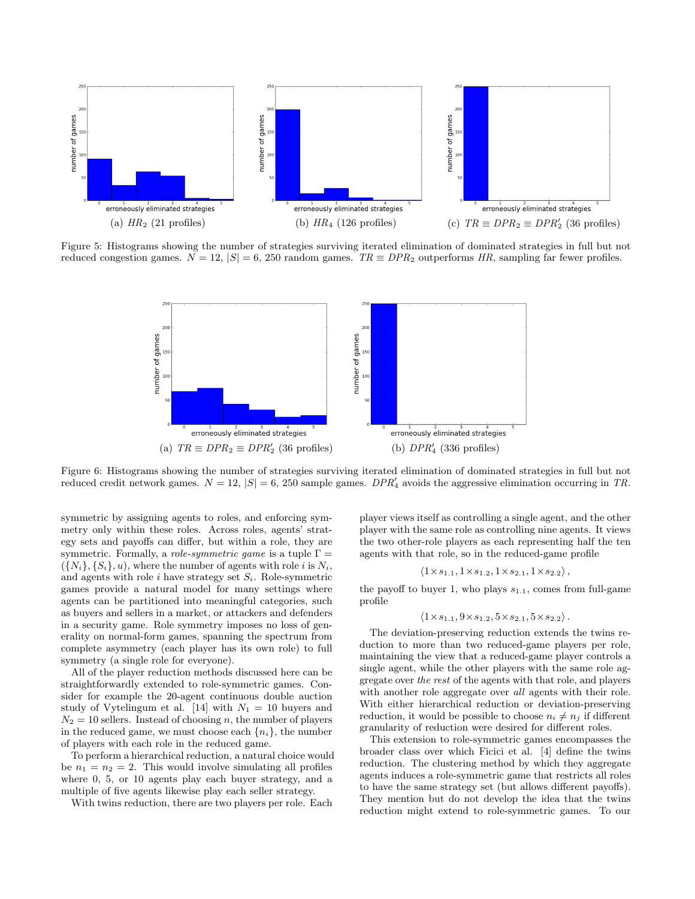(a) $HR_2$ (21 profiles)

(b) $HR_4$ (126 profiles)

(c) $TR \equiv DPR_2 \equiv DPR'_2$ (36 profiles)

Figure 5: Histograms showing the number of strategies surviving iterated elimination of dominated strategies in full but not reduced congestion games. $N = 12$, $|S| = 6$, 250 random games. $TR \equiv DPR_2$ outperforms $HR$, sampling far fewer profiles.

(a) $TR \equiv DPR_2 \equiv DPR'_2$ (36 profiles)

(b) $DPR'_4$ (336 profiles)

Figure 6: Histograms showing the number of strategies surviving iterated elimination of dominated strategies in full but not reduced credit network games. $N = 12$, $|S| = 6$, 250 sample games. $DPR'_4$ avoids the aggressive elimination occurring in $TR$.

symmetric by assigning agents to roles, and enforcing symmetry only within these roles. Across roles, agents' strategy sets and payoffs can differ, but within a role, they are symmetric. Formally, a *role-symmetric game* is a tuple $\Gamma = (\{N_i\}, \{S_i\}, u)$, where the number of agents with role $i$ is $N_i$, and agents with role $i$ have strategy set $S_i$. Role-symmetric games provide a natural model for many settings where agents can be partitioned into meaningful categories, such as buyers and sellers in a market, or attackers and defenders in a security game. Role symmetry imposes no loss of generality on normal-form games, spanning the spectrum from complete asymmetry (each player has its own role) to full symmetry (a single role for everyone).

All of the player reduction methods discussed here can be straightforwardly extended to role-symmetric games. Consider for example the 20-agent continuous double auction study of Vytelingum et al. [14] with $N_1 = 10$ buyers and $N_2 = 10$ sellers. Instead of choosing $n$, the number of players in the reduced game, we must choose each $\{n_i\}$, the number of players with each role in the reduced game.

To perform a hierarchical reduction, a natural choice would be $n_1 = n_2 = 2$. This would involve simulating all profiles where 0, 5, or 10 agents play each buyer strategy, and a multiple of five agents likewise play each seller strategy.

With twins reduction, there are two players per role. Each player views itself as controlling a single agent, and the other player with the same role as controlling nine agents. It views the two other-role players as each representing half the ten agents with that role, so in the reduced-game profile

$$\langle 1 \times s_{1.1}, 1 \times s_{1.2}, 1 \times s_{2.1}, 1 \times s_{2.2} \rangle,$$

the payoff to buyer 1, who plays $s_{1.1}$, comes from full-game profile

$$\langle 1 \times s_{1.1}, 9 \times s_{1.2}, 5 \times s_{2.1}, 5 \times s_{2.2} \rangle.$$

The deviation-preserving reduction extends the twins reduction to more than two reduced-game players per role, maintaining the view that a reduced-game player controls a single agent, while the other players with the same role aggregate over *the rest* of the agents with that role, and players with another role aggregate over *all* agents with their role. With either hierarchical reduction or deviation-preserving reduction, it would be possible to choose $n_i \neq n_j$ if different granularity of reduction were desired for different roles.

This extension to role-symmetric games encompasses the broader class over which Ficici et al. [4] define the twins reduction. The clustering method by which they aggregate agents induces a role-symmetric game that restricts all roles to have the same strategy set (but allows different payoffs). They mention but do not develop the idea that the twins reduction might extend to role-symmetric games. To our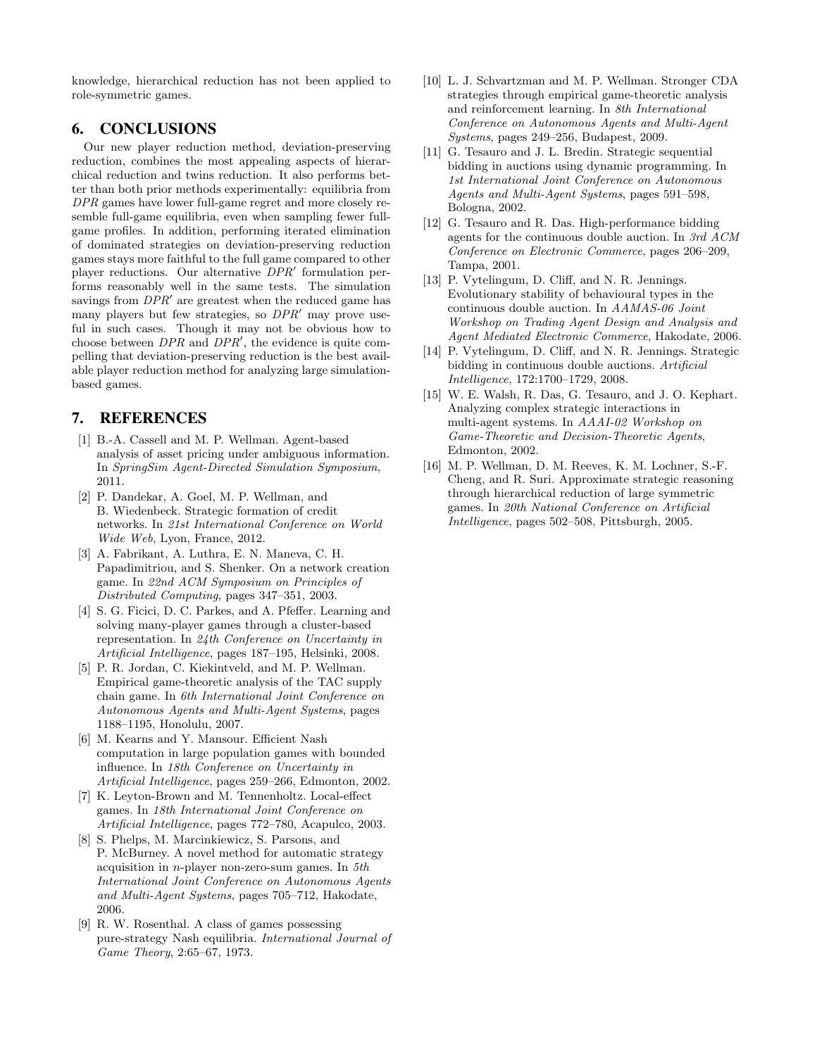knowledge, hierarchical reduction has not been applied to role-symmetric games.

## 6. CONCLUSIONS

Our new player reduction method, deviation-preserving reduction, combines the most appealing aspects of hierarchical reduction and twins reduction. It also performs better than both prior methods experimentally: equilibria from *DPR* games have lower full-game regret and more closely resemble full-game equilibria, even when sampling fewer full-game profiles. In addition, performing iterated elimination of dominated strategies on deviation-preserving reduction games stays more faithful to the full game compared to other player reductions. Our alternative $DPR'$ formulation performs reasonably well in the same tests. The simulation savings from $DPR'$ are greatest when the reduced game has many players but few strategies, so $DPR'$ may prove useful in such cases. Though it may not be obvious how to choose between *DPR* and $DPR'$, the evidence is quite compelling that deviation-preserving reduction is the best available player reduction method for analyzing large simulation-based games.

## 7. REFERENCES

[1] B.-A. Cassell and M. P. Wellman. Agent-based analysis of asset pricing under ambiguous information. In *SpringSim Agent-Directed Simulation Symposium*, 2011.

[2] P. Dandekar, A. Goel, M. P. Wellman, and B. Wiedenbeck. Strategic formation of credit networks. In *21st International Conference on World Wide Web*, Lyon, France, 2012.

[3] A. Fabrikant, A. Luthra, E. N. Maneva, C. H. Papadimitriou, and S. Shenker. On a network creation game. In *22nd ACM Symposium on Principles of Distributed Computing*, pages 347–351, 2003.

[4] S. G. Ficici, D. C. Parkes, and A. Pfeffer. Learning and solving many-player games through a cluster-based representation. In *24th Conference on Uncertainty in Artificial Intelligence*, pages 187–195, Helsinki, 2008.

[5] P. R. Jordan, C. Kiekintveld, and M. P. Wellman. Empirical game-theoretic analysis of the TAC supply chain game. In *6th International Joint Conference on Autonomous Agents and Multi-Agent Systems*, pages 1188–1195, Honolulu, 2007.

[6] M. Kearns and Y. Mansour. Efficient Nash computation in large population games with bounded influence. In *18th Conference on Uncertainty in Artificial Intelligence*, pages 259–266, Edmonton, 2002.

[7] K. Leyton-Brown and M. Tennenholtz. Local-effect games. In *18th International Joint Conference on Artificial Intelligence*, pages 772–780, Acapulco, 2003.

[8] S. Phelps, M. Marcinkiewicz, S. Parsons, and P. McBurney. A novel method for automatic strategy acquisition in $n$-player non-zero-sum games. In *5th International Joint Conference on Autonomous Agents and Multi-Agent Systems*, pages 705–712, Hakodate, 2006.

[9] R. W. Rosenthal. A class of games possessing pure-strategy Nash equilibria. *International Journal of Game Theory*, 2:65–67, 1973.

[10] L. J. Schvartzman and M. P. Wellman. Stronger CDA strategies through empirical game-theoretic analysis and reinforcement learning. In *8th International Conference on Autonomous Agents and Multi-Agent Systems*, pages 249–256, Budapest, 2009.

[11] G. Tesauro and J. L. Bredin. Strategic sequential bidding in auctions using dynamic programming. In *1st International Joint Conference on Autonomous Agents and Multi-Agent Systems*, pages 591–598, Bologna, 2002.

[12] G. Tesauro and R. Das. High-performance bidding agents for the continuous double auction. In *3rd ACM Conference on Electronic Commerce*, pages 206–209, Tampa, 2001.

[13] P. Vytelingum, D. Cliff, and N. R. Jennings. Evolutionary stability of behavioural types in the continuous double auction. In *AAMAS-06 Joint Workshop on Trading Agent Design and Analysis and Agent Mediated Electronic Commerce*, Hakodate, 2006.

[14] P. Vytelingum, D. Cliff, and N. R. Jennings. Strategic bidding in continuous double auctions. *Artificial Intelligence*, 172:1700–1729, 2008.

[15] W. E. Walsh, R. Das, G. Tesauro, and J. O. Kephart. Analyzing complex strategic interactions in multi-agent systems. In *AAAI-02 Workshop on Game-Theoretic and Decision-Theoretic Agents*, Edmonton, 2002.

[16] M. P. Wellman, D. M. Reeves, K. M. Lochner, S.-F. Cheng, and R. Suri. Approximate strategic reasoning through hierarchical reduction of large symmetric games. In *20th National Conference on Artificial Intelligence*, pages 502–508, Pittsburgh, 2005.